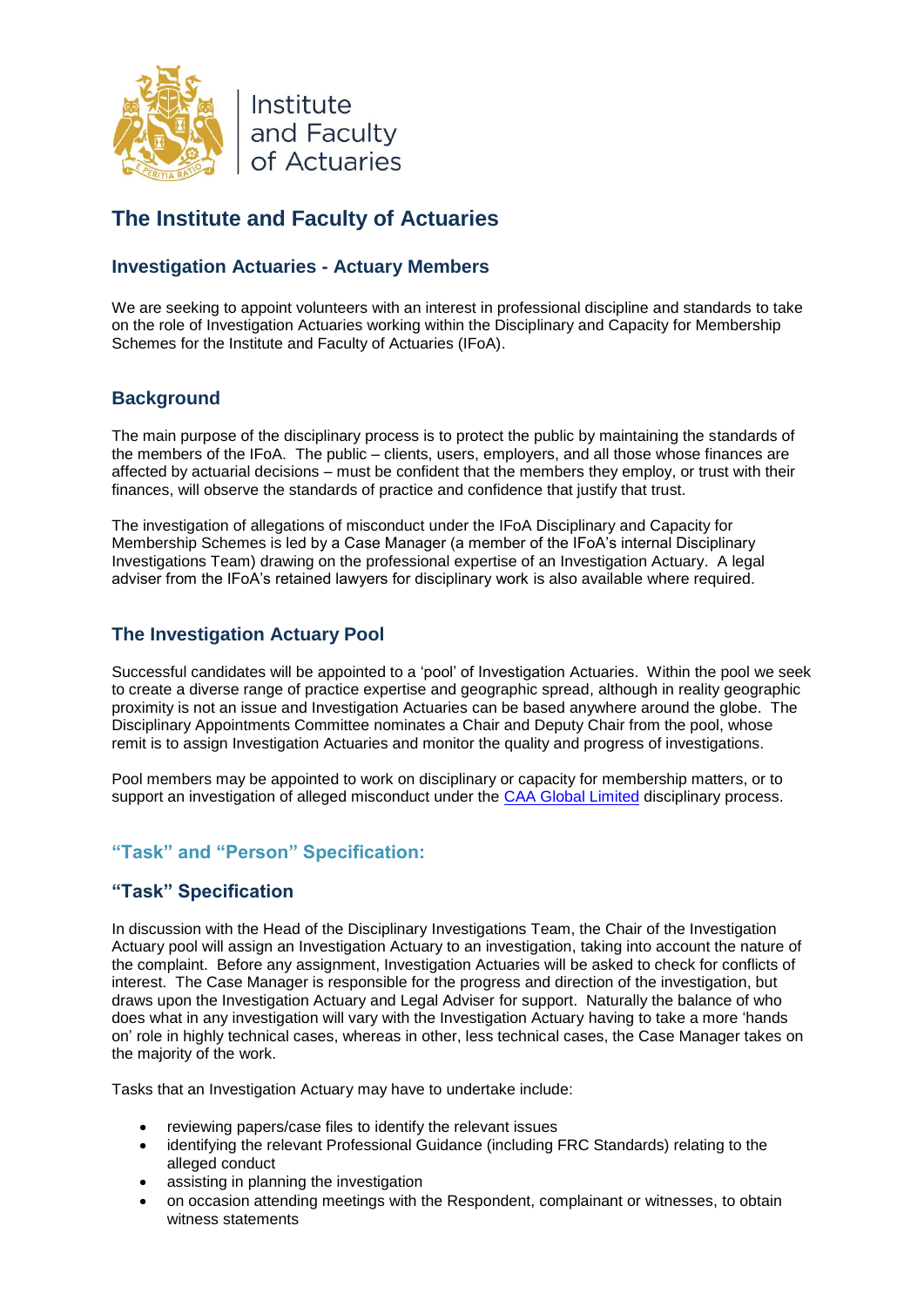Institute and Faculty of Actuaries

# The Institute and Faculty of Actuaries

## Investigation Actuaries - Actuary Members

We are seeking to appoint volunteers with an interest in professional discipline and standards to take on the role of Investigation Actuaries working within the Disciplinary and Capacity for Membership Schemes for the Institute and Faculty of Actuaries (IFoA).

## Background

The main purpose of the disciplinary process is to protect the public by maintaining the standards of the members of the IFoA. The public – clients, users, employers, and all those whose finances are affected by actuarial decisions – must be confident that the members they employ, or trust with their finances, will observe the standards of practice and confidence that justify that trust.

The investigation of allegations of misconduct under the IFoA Disciplinary and Capacity for Membership Schemes is led by a Case Manager (a member of the IFoA's internal Disciplinary Investigations Team) drawing on the professional expertise of an Investigation Actuary. A legal adviser from the IFoA's retained lawyers for disciplinary work is also available where required.

## The Investigation Actuary Pool

Successful candidates will be appointed to a 'pool' of Investigation Actuaries. Within the pool we seek to create a diverse range of practice expertise and geographic spread, although in reality geographic proximity is not an issue and Investigation Actuaries can be based anywhere around the globe. The Disciplinary Appointments Committee nominates a Chair and Deputy Chair from the pool, whose remit is to assign Investigation Actuaries and monitor the quality and progress of investigations.

Pool members may be appointed to work on disciplinary or capacity for membership matters, or to support an investigation of alleged misconduct under the CAA Global Limited disciplinary process.

## "Task" and "Person" Specification:

## "Task" Specification

In discussion with the Head of the Disciplinary Investigations Team, the Chair of the Investigation Actuary pool will assign an Investigation Actuary to an investigation, taking into account the nature of the complaint. Before any assignment, Investigation Actuaries will be asked to check for conflicts of interest. The Case Manager is responsible for the progress and direction of the investigation, but draws upon the Investigation Actuary and Legal Adviser for support. Naturally the balance of who does what in any investigation will vary with the Investigation Actuary having to take a more 'hands on' role in highly technical cases, whereas in other, less technical cases, the Case Manager takes on the majority of the work.

Tasks that an Investigation Actuary may have to undertake include:

- reviewing papers/case files to identify the relevant issues
- identifying the relevant Professional Guidance (including FRC Standards) relating to the alleged conduct
- assisting in planning the investigation
- on occasion attending meetings with the Respondent, complainant or witnesses, to obtain witness statements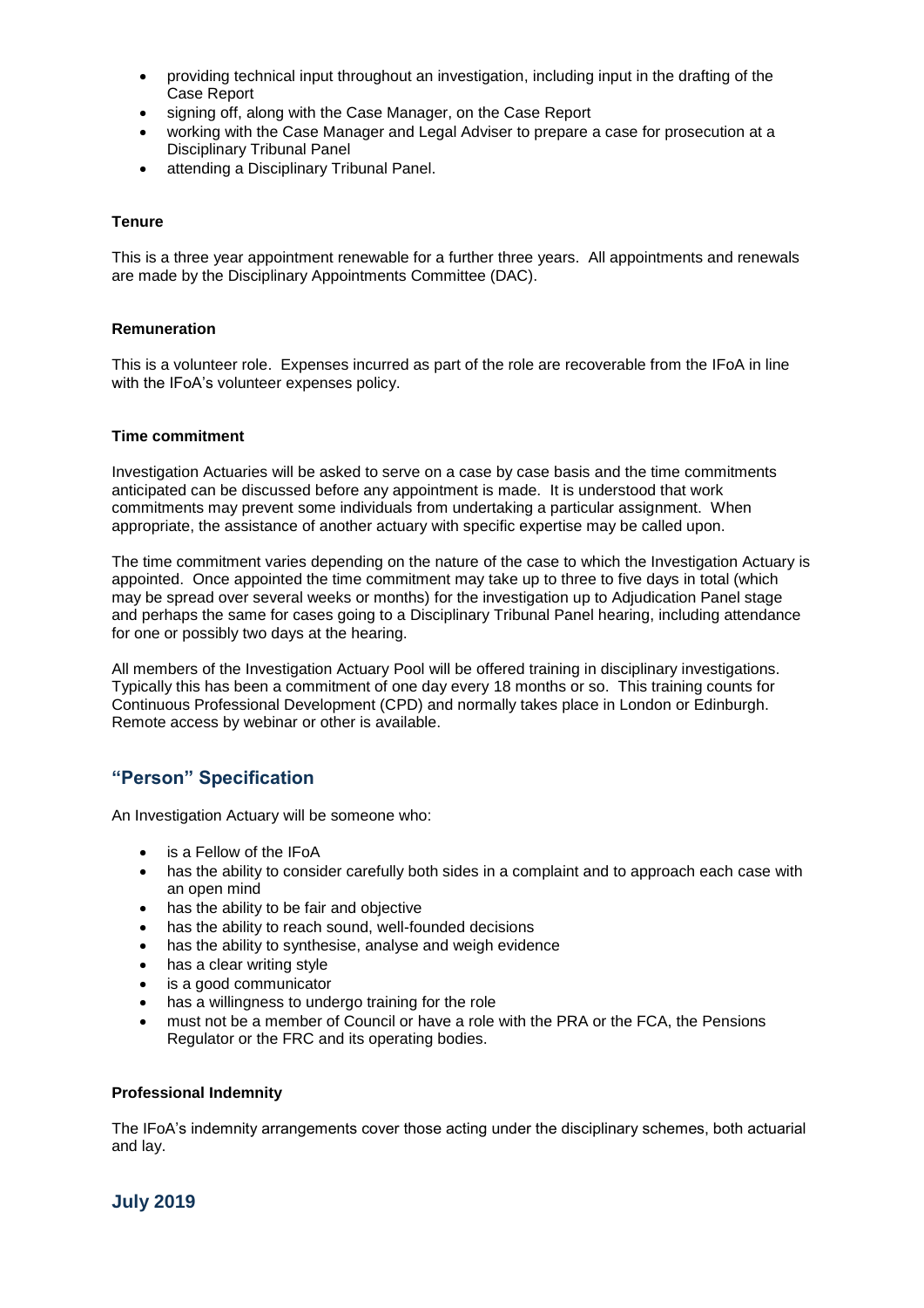- providing technical input throughout an investigation, including input in the drafting of the Case Report
- signing off, along with the Case Manager, on the Case Report
- working with the Case Manager and Legal Adviser to prepare a case for prosecution at a Disciplinary Tribunal Panel
- attending a Disciplinary Tribunal Panel.

**Tenure**

This is a three year appointment renewable for a further three years. All appointments and renewals are made by the Disciplinary Appointments Committee (DAC).

**Remuneration**

This is a volunteer role. Expenses incurred as part of the role are recoverable from the IFoA in line with the IFoA's volunteer expenses policy.

**Time commitment**

Investigation Actuaries will be asked to serve on a case by case basis and the time commitments anticipated can be discussed before any appointment is made. It is understood that work commitments may prevent some individuals from undertaking a particular assignment. When appropriate, the assistance of another actuary with specific expertise may be called upon.

The time commitment varies depending on the nature of the case to which the Investigation Actuary is appointed. Once appointed the time commitment may take up to three to five days in total (which may be spread over several weeks or months) for the investigation up to Adjudication Panel stage and perhaps the same for cases going to a Disciplinary Tribunal Panel hearing, including attendance for one or possibly two days at the hearing.

All members of the Investigation Actuary Pool will be offered training in disciplinary investigations. Typically this has been a commitment of one day every 18 months or so. This training counts for Continuous Professional Development (CPD) and normally takes place in London or Edinburgh. Remote access by webinar or other is available.

## "Person" Specification

An Investigation Actuary will be someone who:

- is a Fellow of the IFoA
- has the ability to consider carefully both sides in a complaint and to approach each case with an open mind
- has the ability to be fair and objective
- has the ability to reach sound, well-founded decisions
- has the ability to synthesise, analyse and weigh evidence
- has a clear writing style
- is a good communicator
- has a willingness to undergo training for the role
- must not be a member of Council or have a role with the PRA or the FCA, the Pensions Regulator or the FRC and its operating bodies.

**Professional Indemnity**

The IFoA's indemnity arrangements cover those acting under the disciplinary schemes, both actuarial and lay.

## July 2019